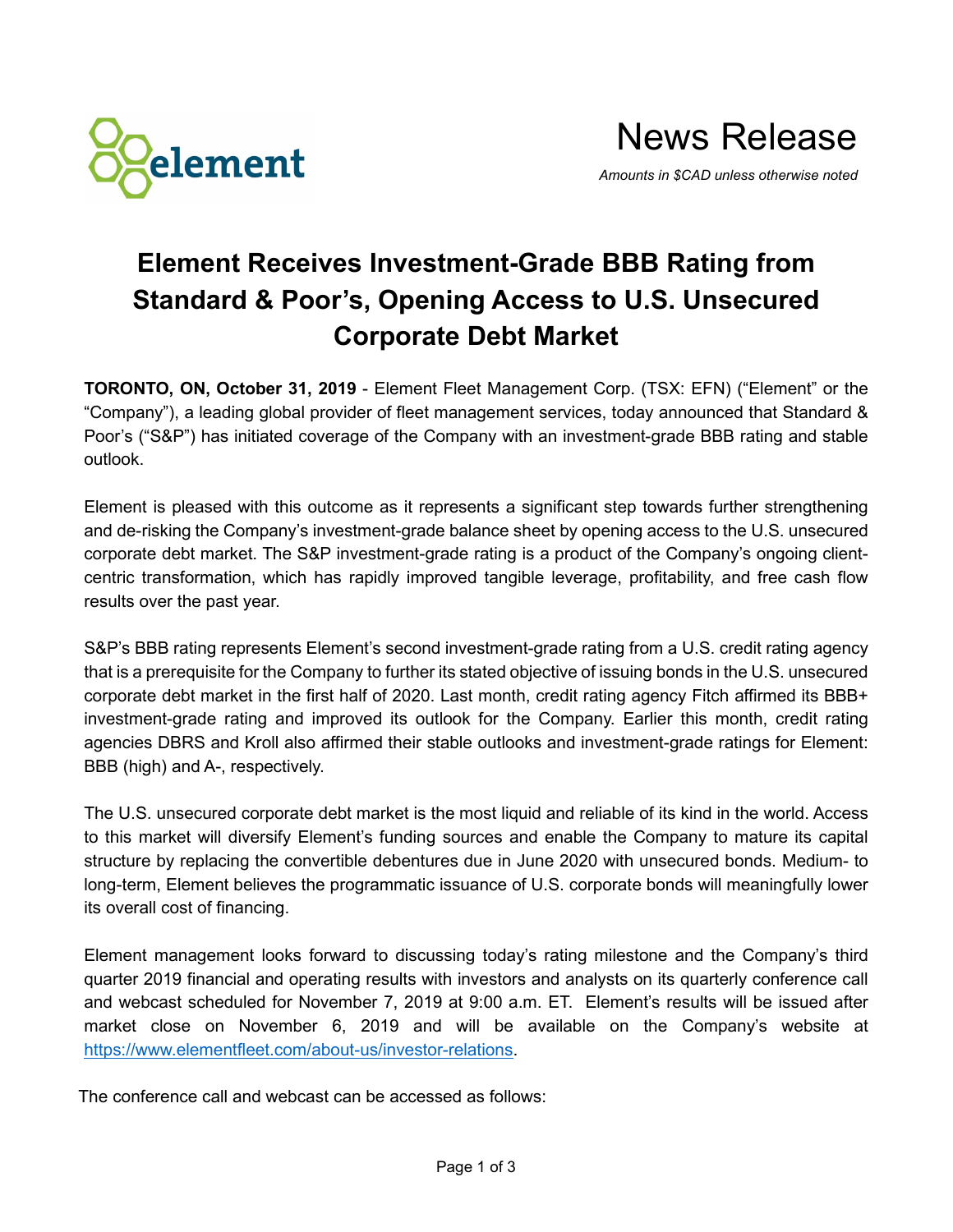element

# News Release

*Amounts in $CAD unless otherwise noted*

## Element Receives Investment-Grade BBB Rating from Standard & Poor's, Opening Access to U.S. Unsecured Corporate Debt Market

**TORONTO, ON, October 31, 2019** - Element Fleet Management Corp. (TSX: EFN) ("Element" or the "Company"), a leading global provider of fleet management services, today announced that Standard & Poor's ("S&P") has initiated coverage of the Company with an investment-grade BBB rating and stable outlook.

Element is pleased with this outcome as it represents a significant step towards further strengthening and de-risking the Company's investment-grade balance sheet by opening access to the U.S. unsecured corporate debt market. The S&P investment-grade rating is a product of the Company's ongoing client-centric transformation, which has rapidly improved tangible leverage, profitability, and free cash flow results over the past year.

S&P's BBB rating represents Element's second investment-grade rating from a U.S. credit rating agency that is a prerequisite for the Company to further its stated objective of issuing bonds in the U.S. unsecured corporate debt market in the first half of 2020. Last month, credit rating agency Fitch affirmed its BBB+ investment-grade rating and improved its outlook for the Company. Earlier this month, credit rating agencies DBRS and Kroll also affirmed their stable outlooks and investment-grade ratings for Element: BBB (high) and A-, respectively.

The U.S. unsecured corporate debt market is the most liquid and reliable of its kind in the world. Access to this market will diversify Element's funding sources and enable the Company to mature its capital structure by replacing the convertible debentures due in June 2020 with unsecured bonds. Medium- to long-term, Element believes the programmatic issuance of U.S. corporate bonds will meaningfully lower its overall cost of financing.

Element management looks forward to discussing today's rating milestone and the Company's third quarter 2019 financial and operating results with investors and analysts on its quarterly conference call and webcast scheduled for November 7, 2019 at 9:00 a.m. ET. Element's results will be issued after market close on November 6, 2019 and will be available on the Company's website at https://www.elementfleet.com/about-us/investor-relations.

The conference call and webcast can be accessed as follows: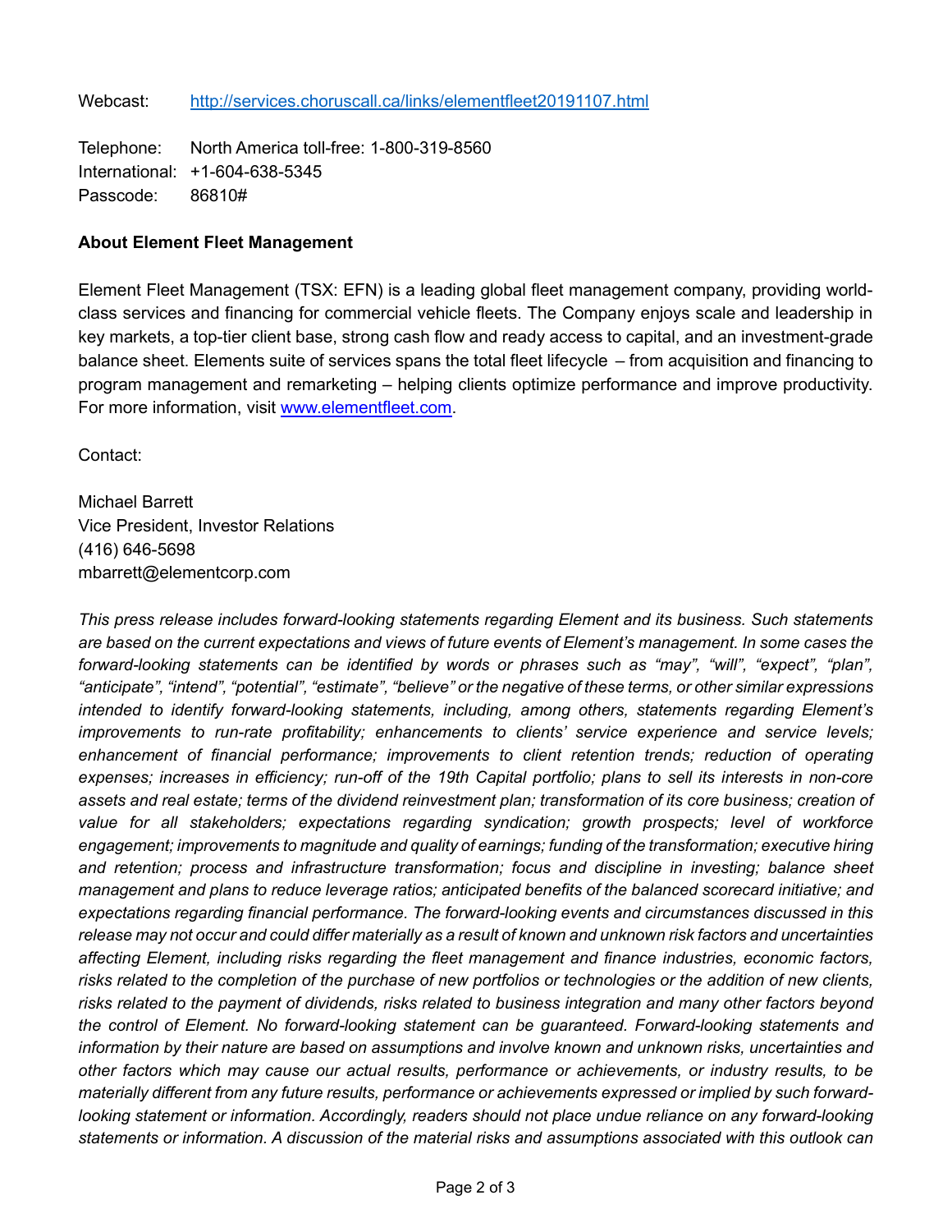Webcast: [http://services.choruscall.ca/links/elementfleet20191107.html](http://services.choruscall.ca/links/elementfleet20191107.html)

Telephone: North America toll-free: 1-800-319-8560
International: +1-604-638-5345
Passcode: 86810#

**About Element Fleet Management**

Element Fleet Management (TSX: EFN) is a leading global fleet management company, providing world-class services and financing for commercial vehicle fleets. The Company enjoys scale and leadership in key markets, a top-tier client base, strong cash flow and ready access to capital, and an investment-grade balance sheet. Elements suite of services spans the total fleet lifecycle – from acquisition and financing to program management and remarketing – helping clients optimize performance and improve productivity. For more information, visit [www.elementfleet.com](http://www.elementfleet.com).

Contact:

Michael Barrett
Vice President, Investor Relations
(416) 646-5698
mbarrett@elementcorp.com

*This press release includes forward-looking statements regarding Element and its business. Such statements are based on the current expectations and views of future events of Element's management. In some cases the forward-looking statements can be identified by words or phrases such as "may", "will", "expect", "plan", "anticipate", "intend", "potential", "estimate", "believe" or the negative of these terms, or other similar expressions intended to identify forward-looking statements, including, among others, statements regarding Element's improvements to run-rate profitability; enhancements to clients' service experience and service levels; enhancement of financial performance; improvements to client retention trends; reduction of operating expenses; increases in efficiency; run-off of the 19th Capital portfolio; plans to sell its interests in non-core assets and real estate; terms of the dividend reinvestment plan; transformation of its core business; creation of value for all stakeholders; expectations regarding syndication; growth prospects; level of workforce engagement; improvements to magnitude and quality of earnings; funding of the transformation; executive hiring and retention; process and infrastructure transformation; focus and discipline in investing; balance sheet management and plans to reduce leverage ratios; anticipated benefits of the balanced scorecard initiative; and expectations regarding financial performance. The forward-looking events and circumstances discussed in this release may not occur and could differ materially as a result of known and unknown risk factors and uncertainties affecting Element, including risks regarding the fleet management and finance industries, economic factors, risks related to the completion of the purchase of new portfolios or technologies or the addition of new clients, risks related to the payment of dividends, risks related to business integration and many other factors beyond the control of Element. No forward-looking statement can be guaranteed. Forward-looking statements and information by their nature are based on assumptions and involve known and unknown risks, uncertainties and other factors which may cause our actual results, performance or achievements, or industry results, to be materially different from any future results, performance or achievements expressed or implied by such forward-looking statement or information. Accordingly, readers should not place undue reliance on any forward-looking statements or information. A discussion of the material risks and assumptions associated with this outlook can*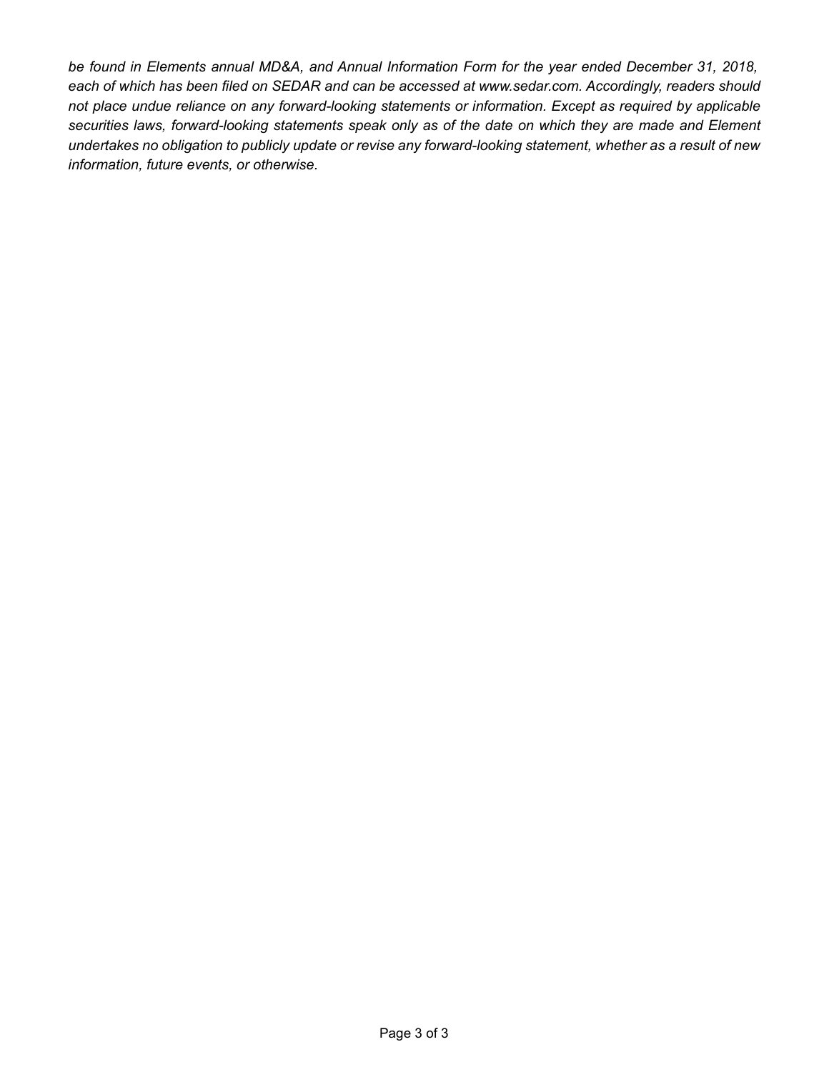*be found in Elements annual MD&A, and Annual Information Form for the year ended December 31, 2018, each of which has been filed on SEDAR and can be accessed at www.sedar.com. Accordingly, readers should not place undue reliance on any forward-looking statements or information. Except as required by applicable securities laws, forward-looking statements speak only as of the date on which they are made and Element undertakes no obligation to publicly update or revise any forward-looking statement, whether as a result of new information, future events, or otherwise.*